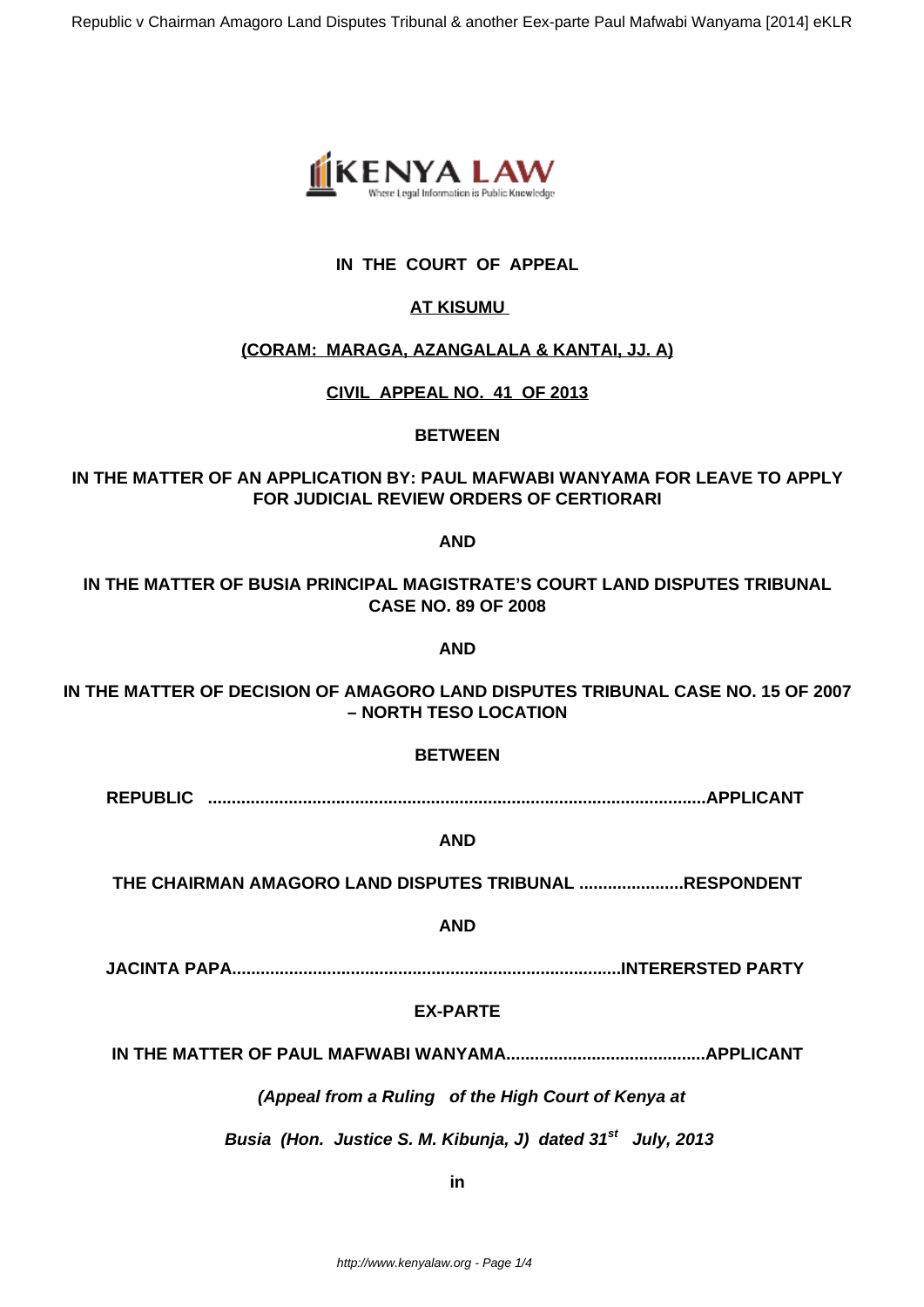**IN THE COURT OF APPEAL**

**AT KISUMU**

**(CORAM: MARAGA, AZANGALALA & KANTAI, JJ. A)**

**CIVIL APPEAL NO. 41 OF 2013**

**BETWEEN**

**IN THE MATTER OF AN APPLICATION BY: PAUL MAFWABI WANYAMA FOR LEAVE TO APPLY FOR JUDICIAL REVIEW ORDERS OF CERTIORARI**

**AND**

**IN THE MATTER OF BUSIA PRINCIPAL MAGISTRATE'S COURT LAND DISPUTES TRIBUNAL CASE NO. 89 OF 2008**

**AND**

**IN THE MATTER OF DECISION OF AMAGORO LAND DISPUTES TRIBUNAL CASE NO. 15 OF 2007 – NORTH TESO LOCATION**

**BETWEEN**

**REPUBLIC ..........................................................................................................APPLICANT**

**AND**

**THE CHAIRMAN AMAGORO LAND DISPUTES TRIBUNAL ......................RESPONDENT**

**AND**

**JACINTA PAPA..................................................................................INTERERSTED PARTY**

**EX-PARTE**

**IN THE MATTER OF PAUL MAFWABI WANYAMA..........................................APPLICANT**

***(Appeal from a Ruling of the High Court of Kenya at***

***Busia (Hon. Justice S. M. Kibunja, J) dated 31st July, 2013***

**in**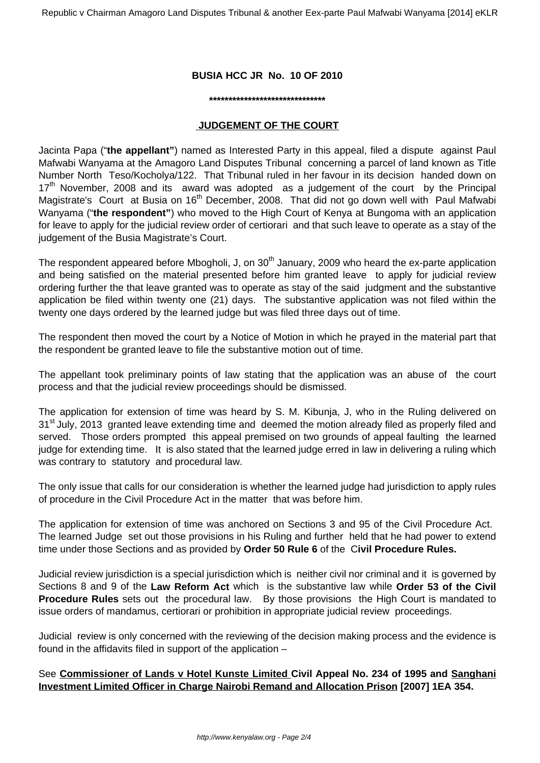**BUSIA HCC JR No. 10 OF 2010**

**\*\*\*\*\*\*\*\*\*\*\*\*\*\*\*\*\*\*\*\*\*\*\*\*\*\*\*\*\*\*\***

**JUDGEMENT OF THE COURT**

Jacinta Papa ("**the appellant"**) named as Interested Party in this appeal, filed a dispute against Paul Mafwabi Wanyama at the Amagoro Land Disputes Tribunal concerning a parcel of land known as Title Number North Teso/Kocholya/122. That Tribunal ruled in her favour in its decision handed down on 17th November, 2008 and its award was adopted as a judgement of the court by the Principal Magistrate's Court at Busia on 16th December, 2008. That did not go down well with Paul Mafwabi Wanyama ("**the respondent"**) who moved to the High Court of Kenya at Bungoma with an application for leave to apply for the judicial review order of certiorari and that such leave to operate as a stay of the judgement of the Busia Magistrate's Court.

The respondent appeared before Mbogholi, J, on 30th January, 2009 who heard the ex-parte application and being satisfied on the material presented before him granted leave to apply for judicial review ordering further the that leave granted was to operate as stay of the said judgment and the substantive application be filed within twenty one (21) days. The substantive application was not filed within the twenty one days ordered by the learned judge but was filed three days out of time.

The respondent then moved the court by a Notice of Motion in which he prayed in the material part that the respondent be granted leave to file the substantive motion out of time.

The appellant took preliminary points of law stating that the application was an abuse of the court process and that the judicial review proceedings should be dismissed.

The application for extension of time was heard by S. M. Kibunja, J, who in the Ruling delivered on 31st July, 2013 granted leave extending time and deemed the motion already filed as properly filed and served. Those orders prompted this appeal premised on two grounds of appeal faulting the learned judge for extending time. It is also stated that the learned judge erred in law in delivering a ruling which was contrary to statutory and procedural law.

The only issue that calls for our consideration is whether the learned judge had jurisdiction to apply rules of procedure in the Civil Procedure Act in the matter that was before him.

The application for extension of time was anchored on Sections 3 and 95 of the Civil Procedure Act. The learned Judge set out those provisions in his Ruling and further held that he had power to extend time under those Sections and as provided by **Order 50 Rule 6** of the C**ivil Procedure Rules.**

Judicial review jurisdiction is a special jurisdiction which is neither civil nor criminal and it is governed by Sections 8 and 9 of the **Law Reform Act** which is the substantive law while **Order 53 of the Civil Procedure Rules** sets out the procedural law. By those provisions the High Court is mandated to issue orders of mandamus, certiorari or prohibition in appropriate judicial review proceedings.

Judicial review is only concerned with the reviewing of the decision making process and the evidence is found in the affidavits filed in support of the application –

See **Commissioner of Lands v Hotel Kunste Limited Civil Appeal No. 234 of 1995 and Sanghani Investment Limited Officer in Charge Nairobi Remand and Allocation Prison [2007] 1EA 354.**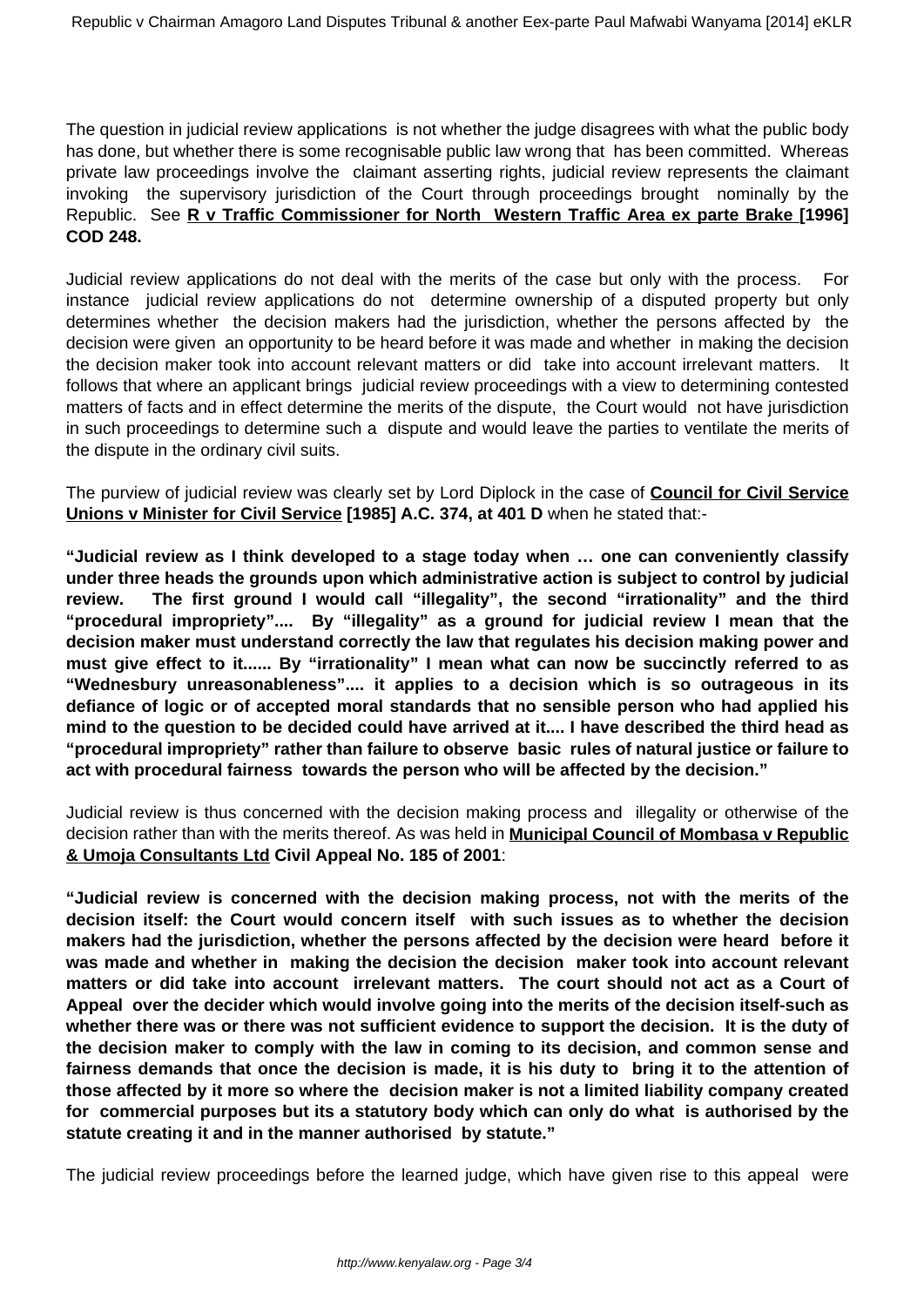The question in judicial review applications is not whether the judge disagrees with what the public body has done, but whether there is some recognisable public law wrong that has been committed. Whereas private law proceedings involve the claimant asserting rights, judicial review represents the claimant invoking the supervisory jurisdiction of the Court through proceedings brought nominally by the Republic. See **R v Traffic Commissioner for North Western Traffic Area ex parte Brake [1996] COD 248.**

Judicial review applications do not deal with the merits of the case but only with the process. For instance judicial review applications do not determine ownership of a disputed property but only determines whether the decision makers had the jurisdiction, whether the persons affected by the decision were given an opportunity to be heard before it was made and whether in making the decision the decision maker took into account relevant matters or did take into account irrelevant matters. It follows that where an applicant brings judicial review proceedings with a view to determining contested matters of facts and in effect determine the merits of the dispute, the Court would not have jurisdiction in such proceedings to determine such a dispute and would leave the parties to ventilate the merits of the dispute in the ordinary civil suits.

The purview of judicial review was clearly set by Lord Diplock in the case of **Council for Civil Service Unions v Minister for Civil Service [1985] A.C. 374, at 401 D** when he stated that:-

**"Judicial review as I think developed to a stage today when … one can conveniently classify under three heads the grounds upon which administrative action is subject to control by judicial review. The first ground I would call "illegality", the second "irrationality" and the third "procedural impropriety".... By "illegality" as a ground for judicial review I mean that the decision maker must understand correctly the law that regulates his decision making power and must give effect to it...... By "irrationality" I mean what can now be succinctly referred to as "Wednesbury unreasonableness".... it applies to a decision which is so outrageous in its defiance of logic or of accepted moral standards that no sensible person who had applied his mind to the question to be decided could have arrived at it.... I have described the third head as "procedural impropriety" rather than failure to observe basic rules of natural justice or failure to act with procedural fairness towards the person who will be affected by the decision."**

Judicial review is thus concerned with the decision making process and illegality or otherwise of the decision rather than with the merits thereof. As was held in **Municipal Council of Mombasa v Republic & Umoja Consultants Ltd Civil Appeal No. 185 of 2001**:

**"Judicial review is concerned with the decision making process, not with the merits of the decision itself: the Court would concern itself with such issues as to whether the decision makers had the jurisdiction, whether the persons affected by the decision were heard before it was made and whether in making the decision the decision maker took into account relevant matters or did take into account irrelevant matters. The court should not act as a Court of Appeal over the decider which would involve going into the merits of the decision itself-such as whether there was or there was not sufficient evidence to support the decision. It is the duty of the decision maker to comply with the law in coming to its decision, and common sense and fairness demands that once the decision is made, it is his duty to bring it to the attention of those affected by it more so where the decision maker is not a limited liability company created for commercial purposes but its a statutory body which can only do what is authorised by the statute creating it and in the manner authorised by statute."**

The judicial review proceedings before the learned judge, which have given rise to this appeal were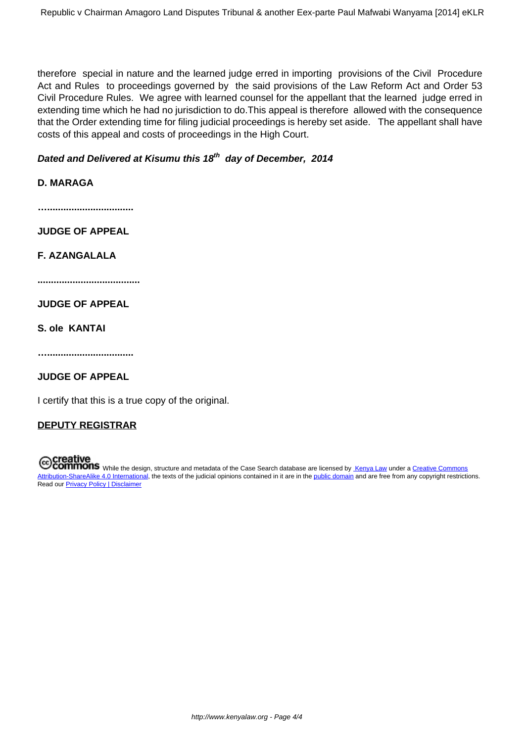therefore special in nature and the learned judge erred in importing provisions of the Civil Procedure Act and Rules to proceedings governed by the said provisions of the Law Reform Act and Order 53 Civil Procedure Rules. We agree with learned counsel for the appellant that the learned judge erred in extending time which he had no jurisdiction to do.This appeal is therefore allowed with the consequence that the Order extending time for filing judicial proceedings is hereby set aside. The appellant shall have costs of this appeal and costs of proceedings in the High Court.

***Dated and Delivered at Kisumu this 18th day of December, 2014***

**D. MARAGA**

**…...............................**

**JUDGE OF APPEAL**

**F. AZANGALALA**

**.....................................**

**JUDGE OF APPEAL**

**S. ole KANTAI**

**…...............................**

**JUDGE OF APPEAL**

I certify that this is a true copy of the original.

**DEPUTY REGISTRAR**

While the design, structure and metadata of the Case Search database are licensed by Kenya Law under a Creative Commons Attribution-ShareAlike 4.0 International, the texts of the judicial opinions contained in it are in the public domain and are free from any copyright restrictions. Read our Privacy Policy | Disclaimer